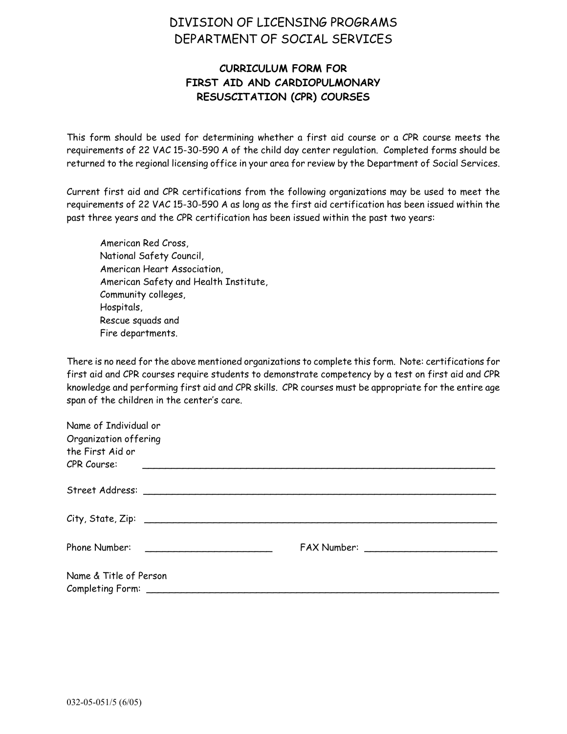# DIVISION OF LICENSING PROGRAMS
# DEPARTMENT OF SOCIAL SERVICES

## CURRICULUM FORM FOR FIRST AID AND CARDIOPULMONARY RESUSCITATION (CPR) COURSES

This form should be used for determining whether a first aid course or a CPR course meets the requirements of 22 VAC 15-30-590 A of the child day center regulation. Completed forms should be returned to the regional licensing office in your area for review by the Department of Social Services.

Current first aid and CPR certifications from the following organizations may be used to meet the requirements of 22 VAC 15-30-590 A as long as the first aid certification has been issued within the past three years and the CPR certification has been issued within the past two years:

American Red Cross,
National Safety Council,
American Heart Association,
American Safety and Health Institute,
Community colleges,
Hospitals,
Rescue squads and
Fire departments.

There is no need for the above mentioned organizations to complete this form. Note: certifications for first aid and CPR courses require students to demonstrate competency by a test on first aid and CPR knowledge and performing first aid and CPR skills. CPR courses must be appropriate for the entire age span of the children in the center's care.

Name of Individual or Organization offering the First Aid or CPR Course: ______________________________________________

Street Address: ______________________________________________

City, State, Zip: ______________________________________________

Phone Number: ______________________ FAX Number: ______________________

Name & Title of Person Completing Form: ______________________________________________

032-05-051/5 (6/05)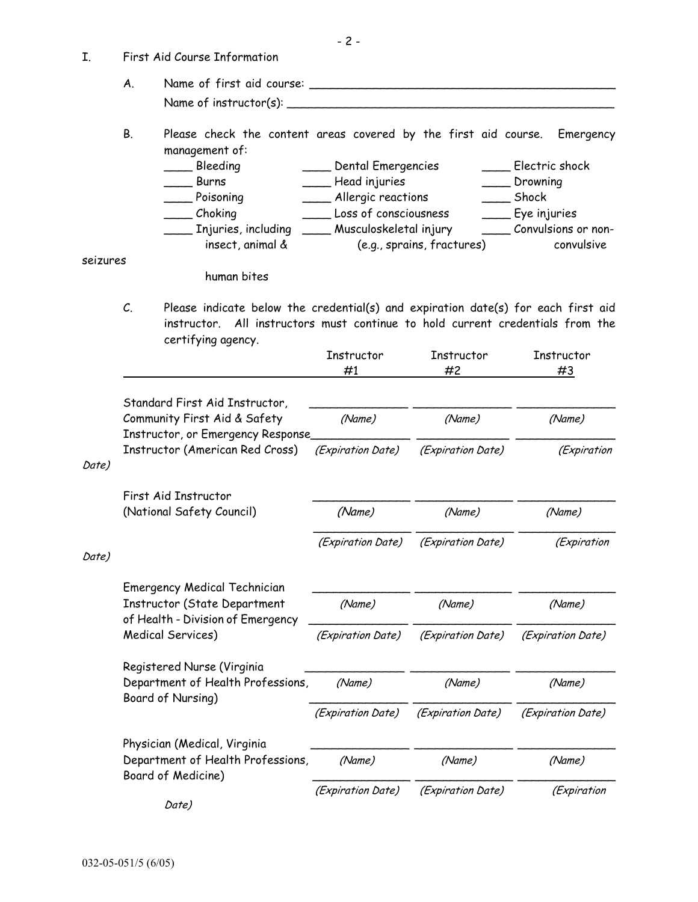I. First Aid Course Information

A. Name of first aid course: _______________________________________________

Name of instructor(s): _______________________________________________

B. Please check the content areas covered by the first aid course. Emergency management of:

| | | |
|---|---|---|
| ____ Bleeding | ____ Dental Emergencies | ____ Electric shock |
| ____ Burns | ____ Head injuries | ____ Drowning |
| ____ Poisoning | ____ Allergic reactions | ____ Shock |
| ____ Choking | ____ Loss of consciousness | ____ Eye injuries |
| ____ Injuries, including insect, animal & human bites | ____ Musculoskeletal injury (e.g., sprains, fractures) | ____ Convulsions or non-convulsive seizures |

C. Please indicate below the credential(s) and expiration date(s) for each first aid instructor. All instructors must continue to hold current credentials from the certifying agency.

| | Instructor #1 | Instructor #2 | Instructor #3 |
|---|---|---|---|
| Standard First Aid Instructor, Community First Aid & Safety Instructor, or Emergency Response Instructor (American Red Cross) | ______________ *(Name)* | ______________ *(Name)* | ______________ *(Name)* |
| | ______________ *(Expiration Date)* | ______________ *(Expiration Date)* | ______________ *(Expiration Date)* |
| First Aid Instructor (National Safety Council) | ______________ *(Name)* | ______________ *(Name)* | ______________ *(Name)* |
| | ______________ *(Expiration Date)* | ______________ *(Expiration Date)* | ______________ *(Expiration Date)* |
| Emergency Medical Technician Instructor (State Department of Health - Division of Emergency Medical Services) | ______________ *(Name)* | ______________ *(Name)* | ______________ *(Name)* |
| | ______________ *(Expiration Date)* | ______________ *(Expiration Date)* | ______________ *(Expiration Date)* |
| Registered Nurse (Virginia Department of Health Professions, Board of Nursing) | ______________ *(Name)* | ______________ *(Name)* | ______________ *(Name)* |
| | ______________ *(Expiration Date)* | ______________ *(Expiration Date)* | ______________ *(Expiration Date)* |
| Physician (Medical, Virginia Department of Health Professions, Board of Medicine) | ______________ *(Name)* | ______________ *(Name)* | ______________ *(Name)* |
| | ______________ *(Expiration Date)* | ______________ *(Expiration Date)* | ______________ *(Expiration Date)* |

032-05-051/5 (6/05)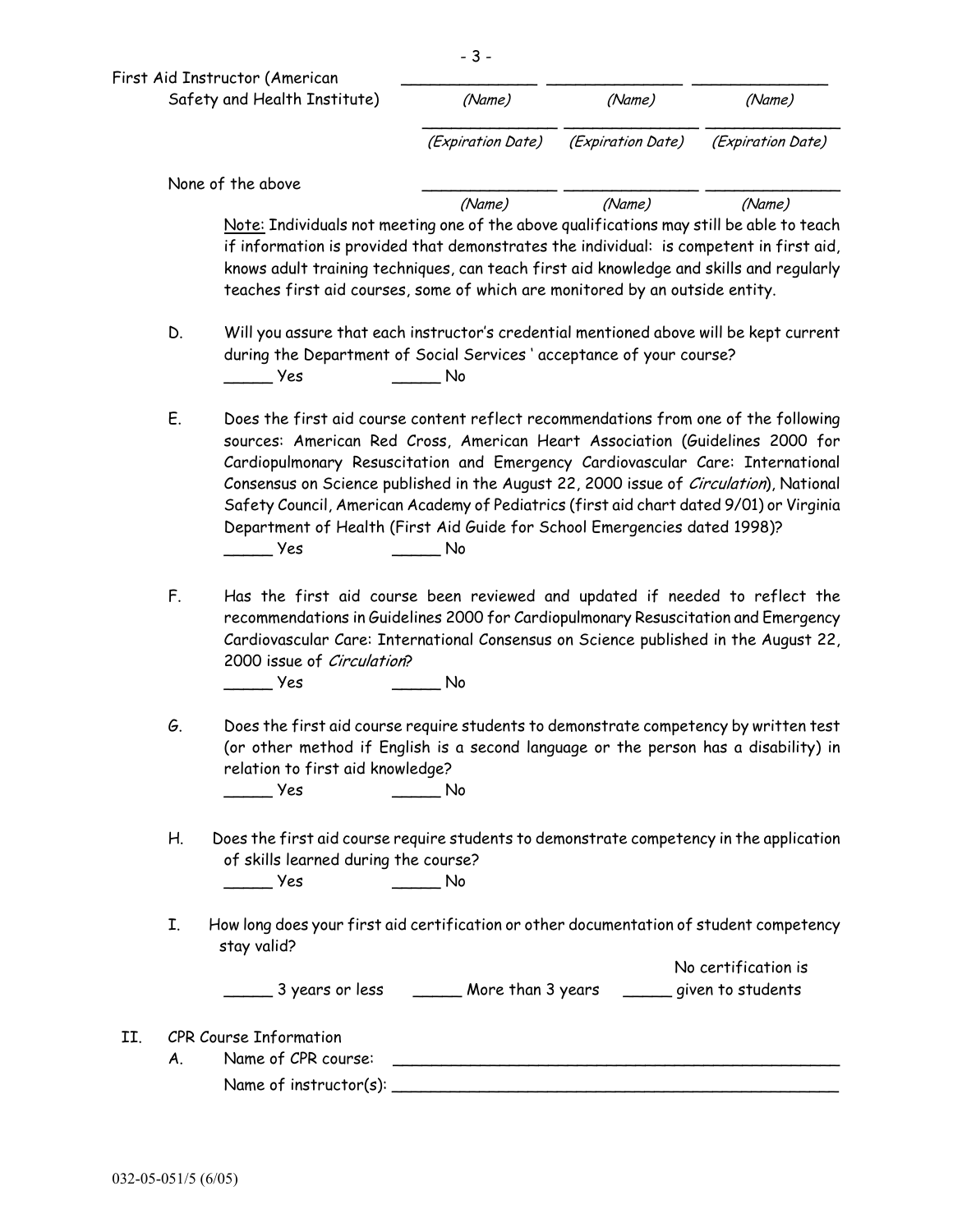First Aid Instructor (American Safety and Health Institute) \_\_\_\_\_\_\_\_\_\_\_\_\_\_\_ *(Name)* \_\_\_\_\_\_\_\_\_\_\_\_\_\_\_ *(Name)* \_\_\_\_\_\_\_\_\_\_\_\_\_\_\_ *(Name)*

\_\_\_\_\_\_\_\_\_\_\_\_\_\_\_ *(Expiration Date)* \_\_\_\_\_\_\_\_\_\_\_\_\_\_\_ *(Expiration Date)* \_\_\_\_\_\_\_\_\_\_\_\_\_\_\_ *(Expiration Date)*

None of the above \_\_\_\_\_\_\_\_\_\_\_\_\_\_\_ *(Name)* \_\_\_\_\_\_\_\_\_\_\_\_\_\_\_ *(Name)* \_\_\_\_\_\_\_\_\_\_\_\_\_\_\_ *(Name)*

Note: Individuals not meeting one of the above qualifications may still be able to teach if information is provided that demonstrates the individual: is competent in first aid, knows adult training techniques, can teach first aid knowledge and skills and regularly teaches first aid courses, some of which are monitored by an outside entity.

D. Will you assure that each instructor's credential mentioned above will be kept current during the Department of Social Services ' acceptance of your course?

\_\_\_\_\_ Yes \_\_\_\_\_ No

E. Does the first aid course content reflect recommendations from one of the following sources: American Red Cross, American Heart Association (Guidelines 2000 for Cardiopulmonary Resuscitation and Emergency Cardiovascular Care: International Consensus on Science published in the August 22, 2000 issue of *Circulation*), National Safety Council, American Academy of Pediatrics (first aid chart dated 9/01) or Virginia Department of Health (First Aid Guide for School Emergencies dated 1998)?

\_\_\_\_\_ Yes \_\_\_\_\_ No

F. Has the first aid course been reviewed and updated if needed to reflect the recommendations in Guidelines 2000 for Cardiopulmonary Resuscitation and Emergency Cardiovascular Care: International Consensus on Science published in the August 22, 2000 issue of *Circulation*?

\_\_\_\_\_ Yes \_\_\_\_\_ No

G. Does the first aid course require students to demonstrate competency by written test (or other method if English is a second language or the person has a disability) in relation to first aid knowledge?

\_\_\_\_\_ Yes \_\_\_\_\_ No

H. Does the first aid course require students to demonstrate competency in the application of skills learned during the course?

\_\_\_\_\_ Yes \_\_\_\_\_ No

I. How long does your first aid certification or other documentation of student competency stay valid?

\_\_\_\_\_ 3 years or less \_\_\_\_\_ More than 3 years \_\_\_\_\_ No certification is given to students

II. CPR Course Information

A. Name of CPR course: \_\_\_\_\_\_\_\_\_\_\_\_\_\_\_\_\_\_\_\_\_\_\_\_\_\_\_\_\_\_\_\_\_\_\_\_\_\_\_\_\_\_\_\_

Name of instructor(s): \_\_\_\_\_\_\_\_\_\_\_\_\_\_\_\_\_\_\_\_\_\_\_\_\_\_\_\_\_\_\_\_\_\_\_\_\_\_\_\_\_\_\_\_

032-05-051/5 (6/05)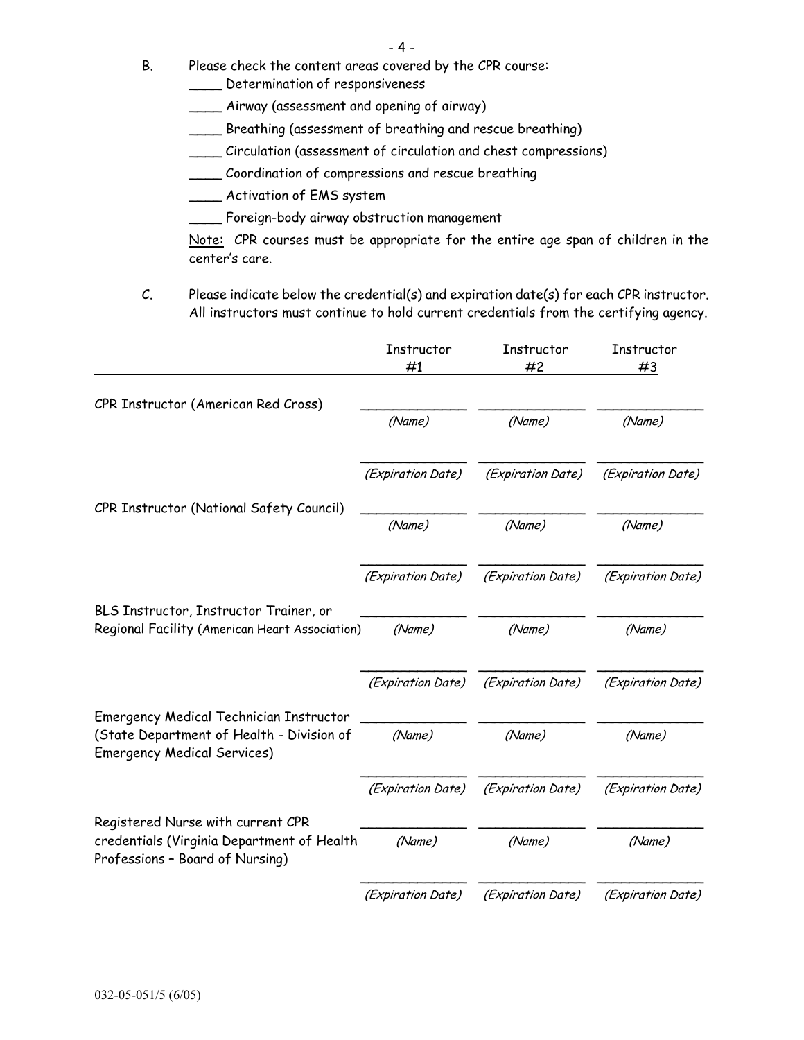B. Please check the content areas covered by the CPR course:

____ Determination of responsiveness

____ Airway (assessment and opening of airway)

____ Breathing (assessment of breathing and rescue breathing)

____ Circulation (assessment of circulation and chest compressions)

____ Coordination of compressions and rescue breathing

____ Activation of EMS system

____ Foreign-body airway obstruction management

Note: CPR courses must be appropriate for the entire age span of children in the center's care.

C. Please indicate below the credential(s) and expiration date(s) for each CPR instructor. All instructors must continue to hold current credentials from the certifying agency.

| | Instructor #1 | Instructor #2 | Instructor #3 |
|---|---|---|---|
| CPR Instructor (American Red Cross) | ____________ *(Name)* | ____________ *(Name)* | ____________ *(Name)* |
| | ____________ *(Expiration Date)* | ____________ *(Expiration Date)* | ____________ *(Expiration Date)* |
| CPR Instructor (National Safety Council) | ____________ *(Name)* | ____________ *(Name)* | ____________ *(Name)* |
| | ____________ *(Expiration Date)* | ____________ *(Expiration Date)* | ____________ *(Expiration Date)* |
| BLS Instructor, Instructor Trainer, or Regional Facility (American Heart Association) | ____________ *(Name)* | ____________ *(Name)* | ____________ *(Name)* |
| | ____________ *(Expiration Date)* | ____________ *(Expiration Date)* | ____________ *(Expiration Date)* |
| Emergency Medical Technician Instructor (State Department of Health - Division of Emergency Medical Services) | ____________ *(Name)* | ____________ *(Name)* | ____________ *(Name)* |
| | ____________ *(Expiration Date)* | ____________ *(Expiration Date)* | ____________ *(Expiration Date)* |
| Registered Nurse with current CPR credentials (Virginia Department of Health Professions – Board of Nursing) | ____________ *(Name)* | ____________ *(Name)* | ____________ *(Name)* |
| | ____________ *(Expiration Date)* | ____________ *(Expiration Date)* | ____________ *(Expiration Date)* |

032-05-051/5 (6/05)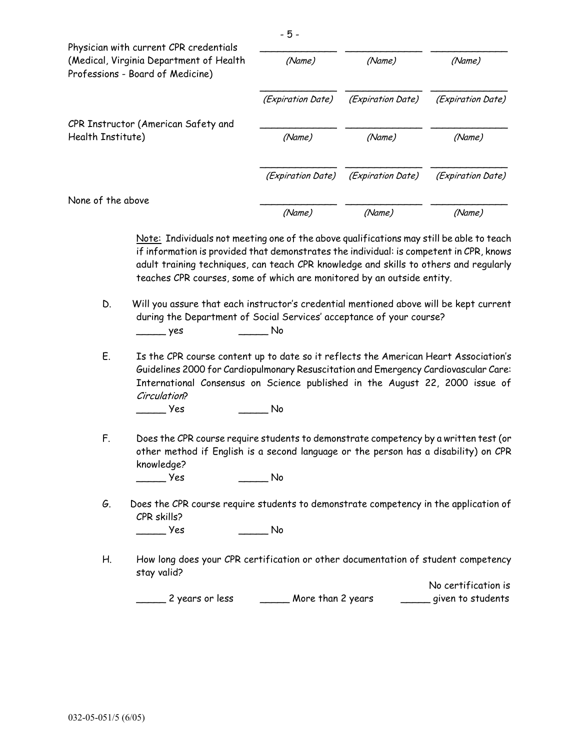| | | | |
|---|---|---|---|
| Physician with current CPR credentials (Medical, Virginia Department of Health Professions - Board of Medicine) | _____________ *(Name)* | _____________ *(Name)* | _____________ *(Name)* |
| | _____________ *(Expiration Date)* | _____________ *(Expiration Date)* | _____________ *(Expiration Date)* |
| CPR Instructor (American Safety and Health Institute) | _____________ *(Name)* | _____________ *(Name)* | _____________ *(Name)* |
| | _____________ *(Expiration Date)* | _____________ *(Expiration Date)* | _____________ *(Expiration Date)* |
| None of the above | _____________ *(Name)* | _____________ *(Name)* | _____________ *(Name)* |

Note: Individuals not meeting one of the above qualifications may still be able to teach if information is provided that demonstrates the individual: is competent in CPR, knows adult training techniques, can teach CPR knowledge and skills to others and regularly teaches CPR courses, some of which are monitored by an outside entity.

D. Will you assure that each instructor's credential mentioned above will be kept current during the Department of Social Services' acceptance of your course?

_____ yes _____ No

E. Is the CPR course content up to date so it reflects the American Heart Association's Guidelines 2000 for Cardiopulmonary Resuscitation and Emergency Cardiovascular Care: International Consensus on Science published in the August 22, 2000 issue of *Circulation*?

_____ Yes _____ No

F. Does the CPR course require students to demonstrate competency by a written test (or other method if English is a second language or the person has a disability) on CPR knowledge?

_____ Yes _____ No

G. Does the CPR course require students to demonstrate competency in the application of CPR skills?

_____ Yes _____ No

H. How long does your CPR certification or other documentation of student competency stay valid?

_____ 2 years or less _____ More than 2 years _____ No certification is given to students

032-05-051/5 (6/05)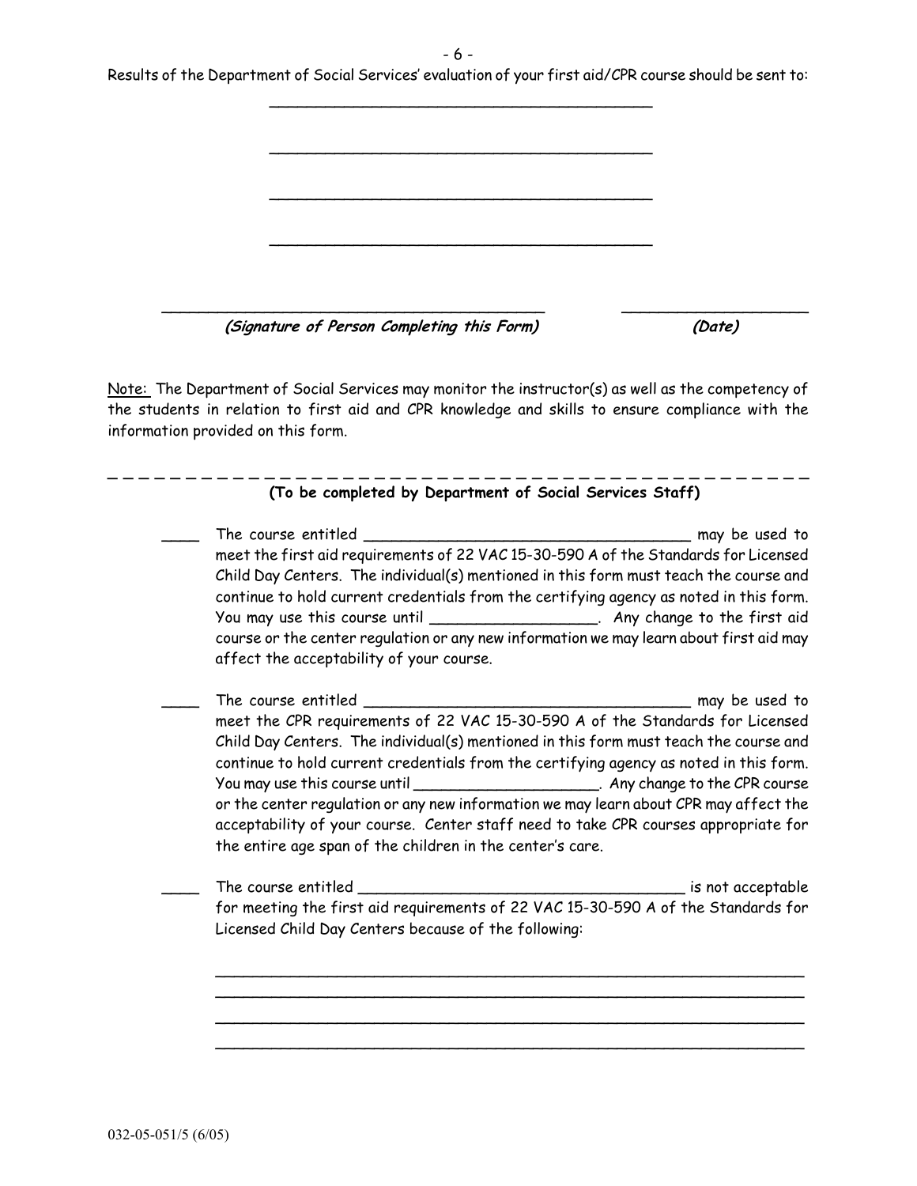Results of the Department of Social Services' evaluation of your first aid/CPR course should be sent to:

_____________________________________________

_____________________________________________

_____________________________________________

_____________________________________________

_____________________________________________ ____________________

*(Signature of Person Completing this Form)* *(Date)*

Note: The Department of Social Services may monitor the instructor(s) as well as the competency of the students in relation to first aid and CPR knowledge and skills to ensure compliance with the information provided on this form.

---

**(To be completed by Department of Social Services Staff)**

____ The course entitled _________________________________ may be used to meet the first aid requirements of 22 VAC 15-30-590 A of the Standards for Licensed Child Day Centers. The individual(s) mentioned in this form must teach the course and continue to hold current credentials from the certifying agency as noted in this form. You may use this course until _________________. Any change to the first aid course or the center regulation or any new information we may learn about first aid may affect the acceptability of your course.

____ The course entitled _________________________________ may be used to meet the CPR requirements of 22 VAC 15-30-590 A of the Standards for Licensed Child Day Centers. The individual(s) mentioned in this form must teach the course and continue to hold current credentials from the certifying agency as noted in this form. You may use this course until ___________________. Any change to the CPR course or the center regulation or any new information we may learn about CPR may affect the acceptability of your course. Center staff need to take CPR courses appropriate for the entire age span of the children in the center's care.

____ The course entitled _________________________________ is not acceptable for meeting the first aid requirements of 22 VAC 15-30-590 A of the Standards for Licensed Child Day Centers because of the following:

_____________________________________________________________

_____________________________________________________________

_____________________________________________________________

_____________________________________________________________

032-05-051/5 (6/05)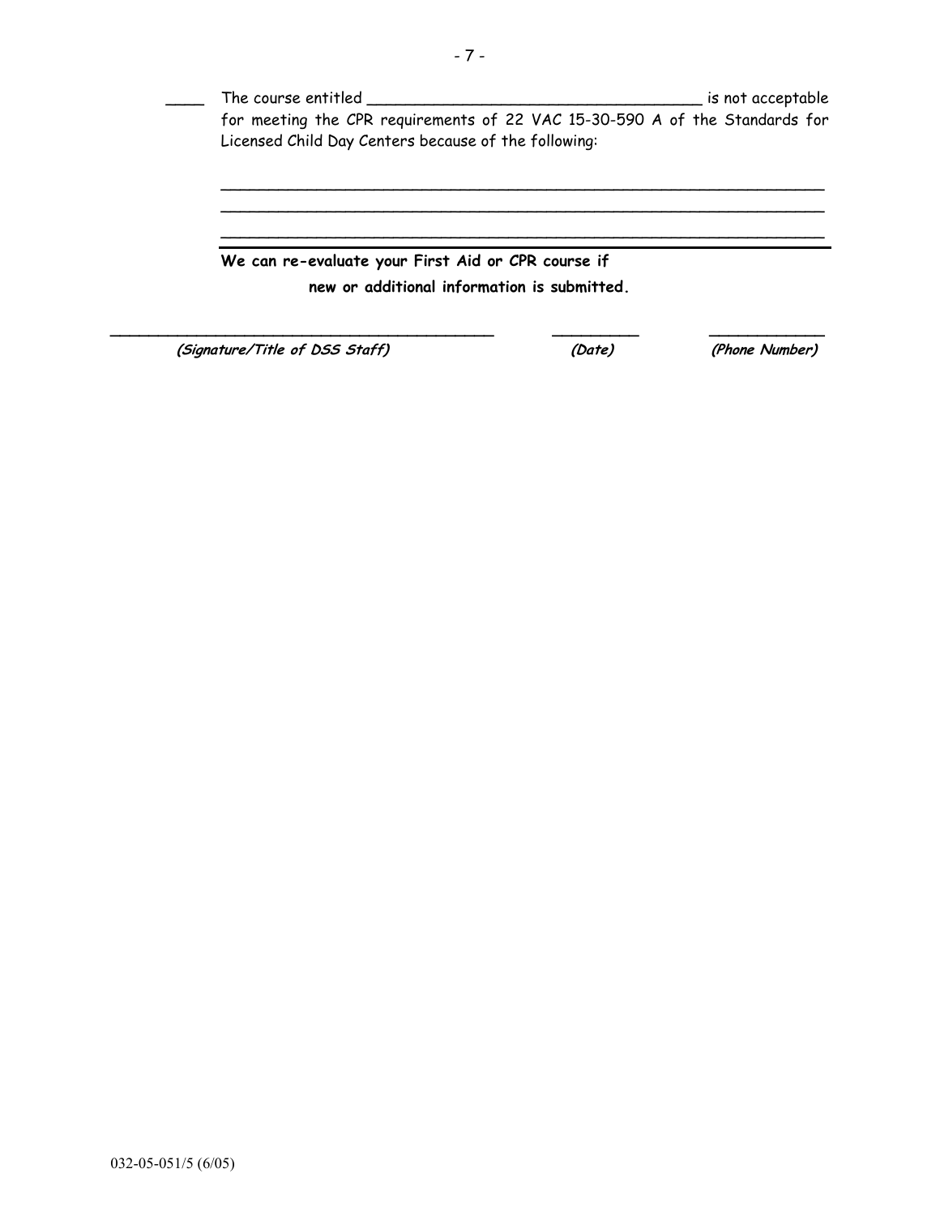____ The course entitled ___________________________________ is not acceptable for meeting the CPR requirements of 22 VAC 15-30-590 A of the Standards for Licensed Child Day Centers because of the following:

_______________________________________________________________
_______________________________________________________________
_______________________________________________________________

**We can re-evaluate your First Aid or CPR course if new or additional information is submitted.**

________________________________________ __________ ____________

***(Signature/Title of DSS Staff)*** ***(Date)*** ***(Phone Number)***

032-05-051/5 (6/05)